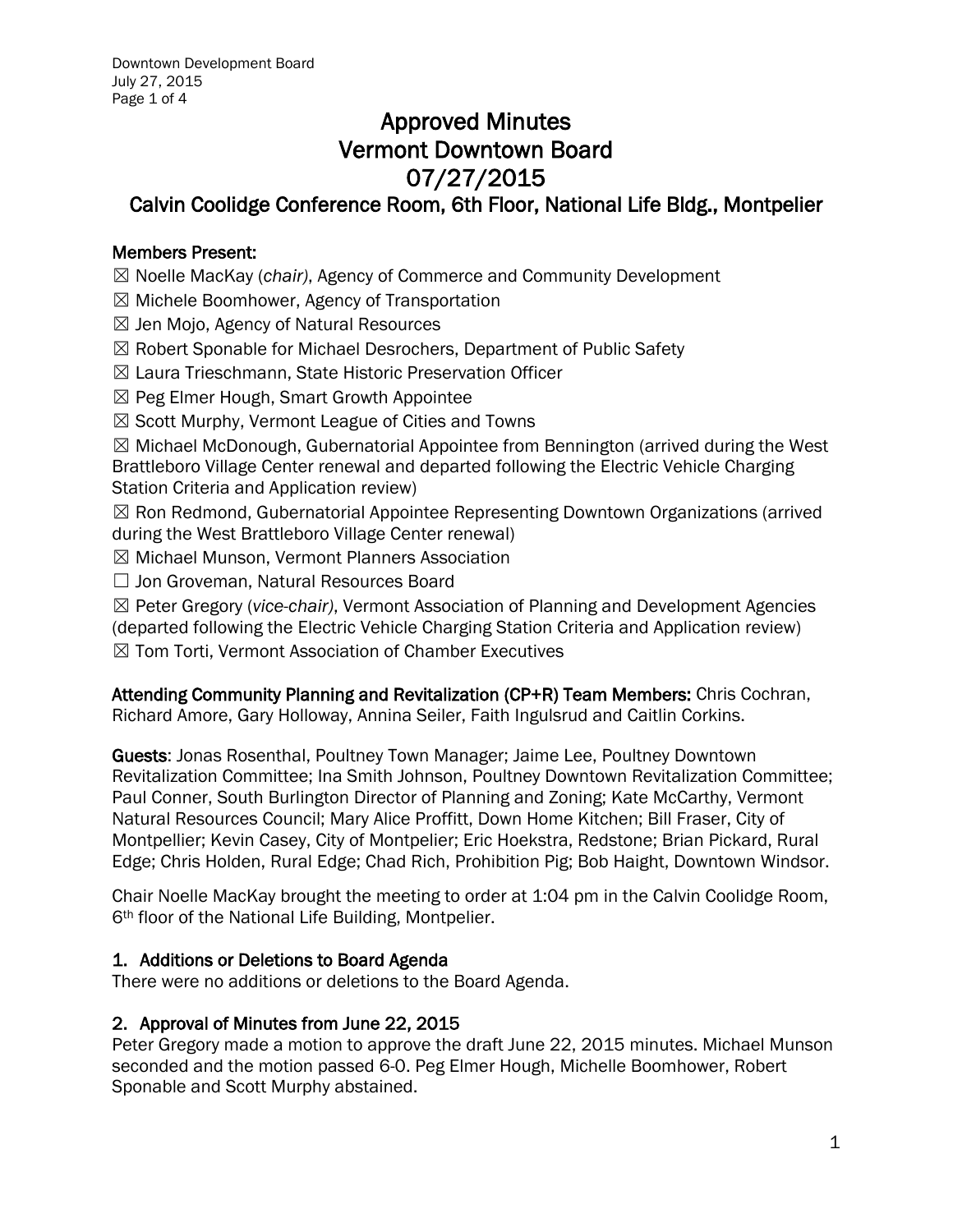# Approved Minutes
# Vermont Downtown Board
# 07/27/2015
## Calvin Coolidge Conference Room, 6th Floor, National Life Bldg., Montpelier

**Members Present:**

☒ Noelle MacKay (*chair)*, Agency of Commerce and Community Development
☒ Michele Boomhower, Agency of Transportation
☒ Jen Mojo, Agency of Natural Resources
☒ Robert Sponable for Michael Desrochers, Department of Public Safety
☒ Laura Trieschmann, State Historic Preservation Officer
☒ Peg Elmer Hough, Smart Growth Appointee
☒ Scott Murphy, Vermont League of Cities and Towns
☒ Michael McDonough, Gubernatorial Appointee from Bennington (arrived during the West Brattleboro Village Center renewal and departed following the Electric Vehicle Charging Station Criteria and Application review)
☒ Ron Redmond, Gubernatorial Appointee Representing Downtown Organizations (arrived during the West Brattleboro Village Center renewal)
☒ Michael Munson, Vermont Planners Association
☐ Jon Groveman, Natural Resources Board
☒ Peter Gregory (*vice-chair)*, Vermont Association of Planning and Development Agencies (departed following the Electric Vehicle Charging Station Criteria and Application review)
☒ Tom Torti, Vermont Association of Chamber Executives

**Attending Community Planning and Revitalization (CP+R) Team Members:** Chris Cochran, Richard Amore, Gary Holloway, Annina Seiler, Faith Ingulsrud and Caitlin Corkins.

**Guests**: Jonas Rosenthal, Poultney Town Manager; Jaime Lee, Poultney Downtown Revitalization Committee; Ina Smith Johnson, Poultney Downtown Revitalization Committee; Paul Conner, South Burlington Director of Planning and Zoning; Kate McCarthy, Vermont Natural Resources Council; Mary Alice Proffitt, Down Home Kitchen; Bill Fraser, City of Montpellier; Kevin Casey, City of Montpelier; Eric Hoekstra, Redstone; Brian Pickard, Rural Edge; Chris Holden, Rural Edge; Chad Rich, Prohibition Pig; Bob Haight, Downtown Windsor.

Chair Noelle MacKay brought the meeting to order at 1:04 pm in the Calvin Coolidge Room, 6th floor of the National Life Building, Montpelier.

## 1. Additions or Deletions to Board Agenda

There were no additions or deletions to the Board Agenda.

## 2. Approval of Minutes from June 22, 2015

Peter Gregory made a motion to approve the draft June 22, 2015 minutes. Michael Munson seconded and the motion passed 6-0. Peg Elmer Hough, Michelle Boomhower, Robert Sponable and Scott Murphy abstained.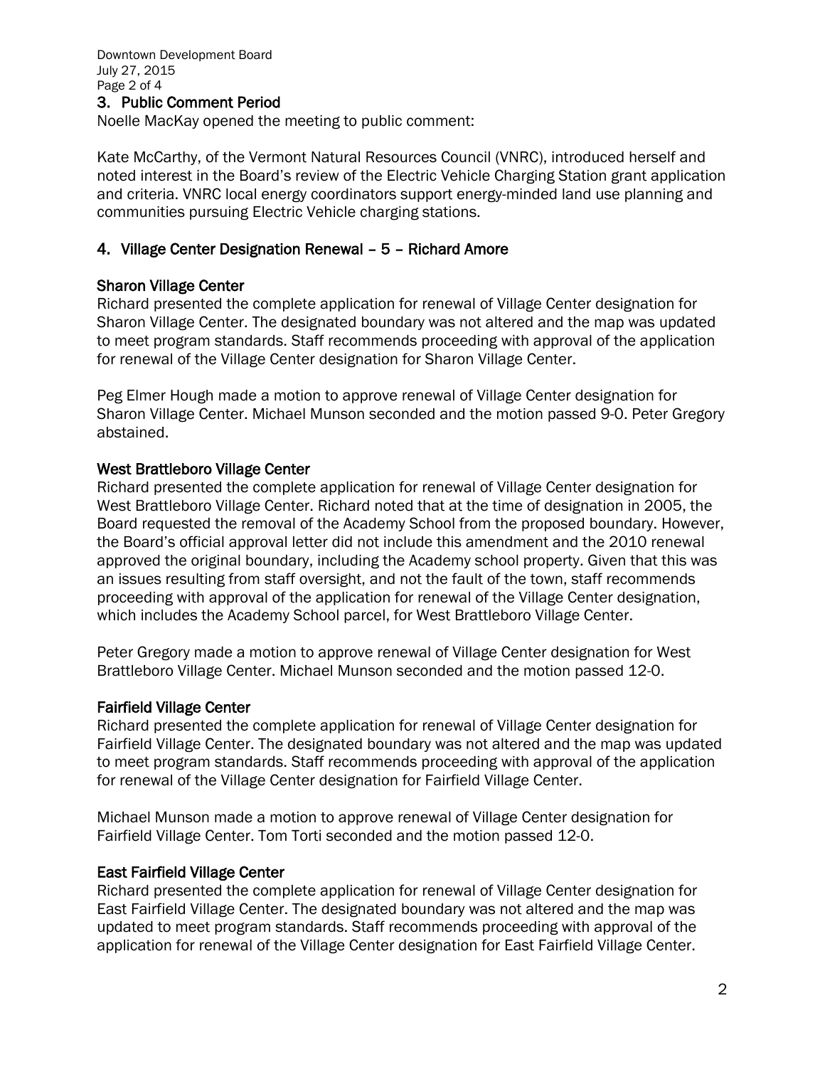## 3. Public Comment Period

Noelle MacKay opened the meeting to public comment:

Kate McCarthy, of the Vermont Natural Resources Council (VNRC), introduced herself and noted interest in the Board's review of the Electric Vehicle Charging Station grant application and criteria. VNRC local energy coordinators support energy-minded land use planning and communities pursuing Electric Vehicle charging stations.

## 4. Village Center Designation Renewal – 5 – Richard Amore

### Sharon Village Center

Richard presented the complete application for renewal of Village Center designation for Sharon Village Center. The designated boundary was not altered and the map was updated to meet program standards. Staff recommends proceeding with approval of the application for renewal of the Village Center designation for Sharon Village Center.

Peg Elmer Hough made a motion to approve renewal of Village Center designation for Sharon Village Center. Michael Munson seconded and the motion passed 9-0. Peter Gregory abstained.

### West Brattleboro Village Center

Richard presented the complete application for renewal of Village Center designation for West Brattleboro Village Center. Richard noted that at the time of designation in 2005, the Board requested the removal of the Academy School from the proposed boundary. However, the Board's official approval letter did not include this amendment and the 2010 renewal approved the original boundary, including the Academy school property. Given that this was an issues resulting from staff oversight, and not the fault of the town, staff recommends proceeding with approval of the application for renewal of the Village Center designation, which includes the Academy School parcel, for West Brattleboro Village Center.

Peter Gregory made a motion to approve renewal of Village Center designation for West Brattleboro Village Center. Michael Munson seconded and the motion passed 12-0.

### Fairfield Village Center

Richard presented the complete application for renewal of Village Center designation for Fairfield Village Center. The designated boundary was not altered and the map was updated to meet program standards. Staff recommends proceeding with approval of the application for renewal of the Village Center designation for Fairfield Village Center.

Michael Munson made a motion to approve renewal of Village Center designation for Fairfield Village Center. Tom Torti seconded and the motion passed 12-0.

### East Fairfield Village Center

Richard presented the complete application for renewal of Village Center designation for East Fairfield Village Center. The designated boundary was not altered and the map was updated to meet program standards. Staff recommends proceeding with approval of the application for renewal of the Village Center designation for East Fairfield Village Center.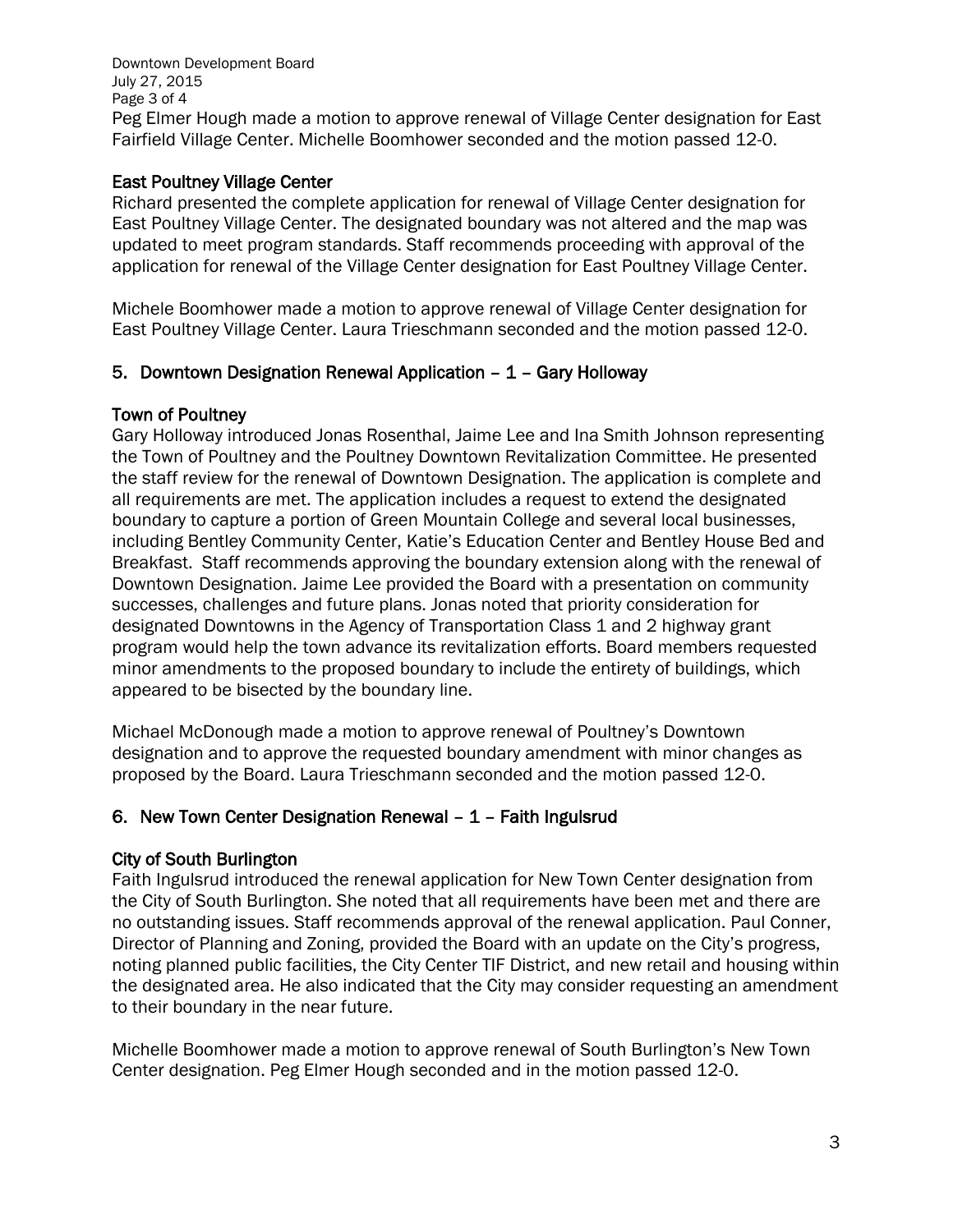Peg Elmer Hough made a motion to approve renewal of Village Center designation for East Fairfield Village Center. Michelle Boomhower seconded and the motion passed 12-0.

### East Poultney Village Center

Richard presented the complete application for renewal of Village Center designation for East Poultney Village Center. The designated boundary was not altered and the map was updated to meet program standards. Staff recommends proceeding with approval of the application for renewal of the Village Center designation for East Poultney Village Center.

Michele Boomhower made a motion to approve renewal of Village Center designation for East Poultney Village Center. Laura Trieschmann seconded and the motion passed 12-0.

## 5. Downtown Designation Renewal Application – 1 – Gary Holloway

### Town of Poultney

Gary Holloway introduced Jonas Rosenthal, Jaime Lee and Ina Smith Johnson representing the Town of Poultney and the Poultney Downtown Revitalization Committee. He presented the staff review for the renewal of Downtown Designation. The application is complete and all requirements are met. The application includes a request to extend the designated boundary to capture a portion of Green Mountain College and several local businesses, including Bentley Community Center, Katie's Education Center and Bentley House Bed and Breakfast. Staff recommends approving the boundary extension along with the renewal of Downtown Designation. Jaime Lee provided the Board with a presentation on community successes, challenges and future plans. Jonas noted that priority consideration for designated Downtowns in the Agency of Transportation Class 1 and 2 highway grant program would help the town advance its revitalization efforts. Board members requested minor amendments to the proposed boundary to include the entirety of buildings, which appeared to be bisected by the boundary line.

Michael McDonough made a motion to approve renewal of Poultney's Downtown designation and to approve the requested boundary amendment with minor changes as proposed by the Board. Laura Trieschmann seconded and the motion passed 12-0.

## 6. New Town Center Designation Renewal – 1 – Faith Ingulsrud

### City of South Burlington

Faith Ingulsrud introduced the renewal application for New Town Center designation from the City of South Burlington. She noted that all requirements have been met and there are no outstanding issues. Staff recommends approval of the renewal application. Paul Conner, Director of Planning and Zoning, provided the Board with an update on the City's progress, noting planned public facilities, the City Center TIF District, and new retail and housing within the designated area. He also indicated that the City may consider requesting an amendment to their boundary in the near future.

Michelle Boomhower made a motion to approve renewal of South Burlington's New Town Center designation. Peg Elmer Hough seconded and in the motion passed 12-0.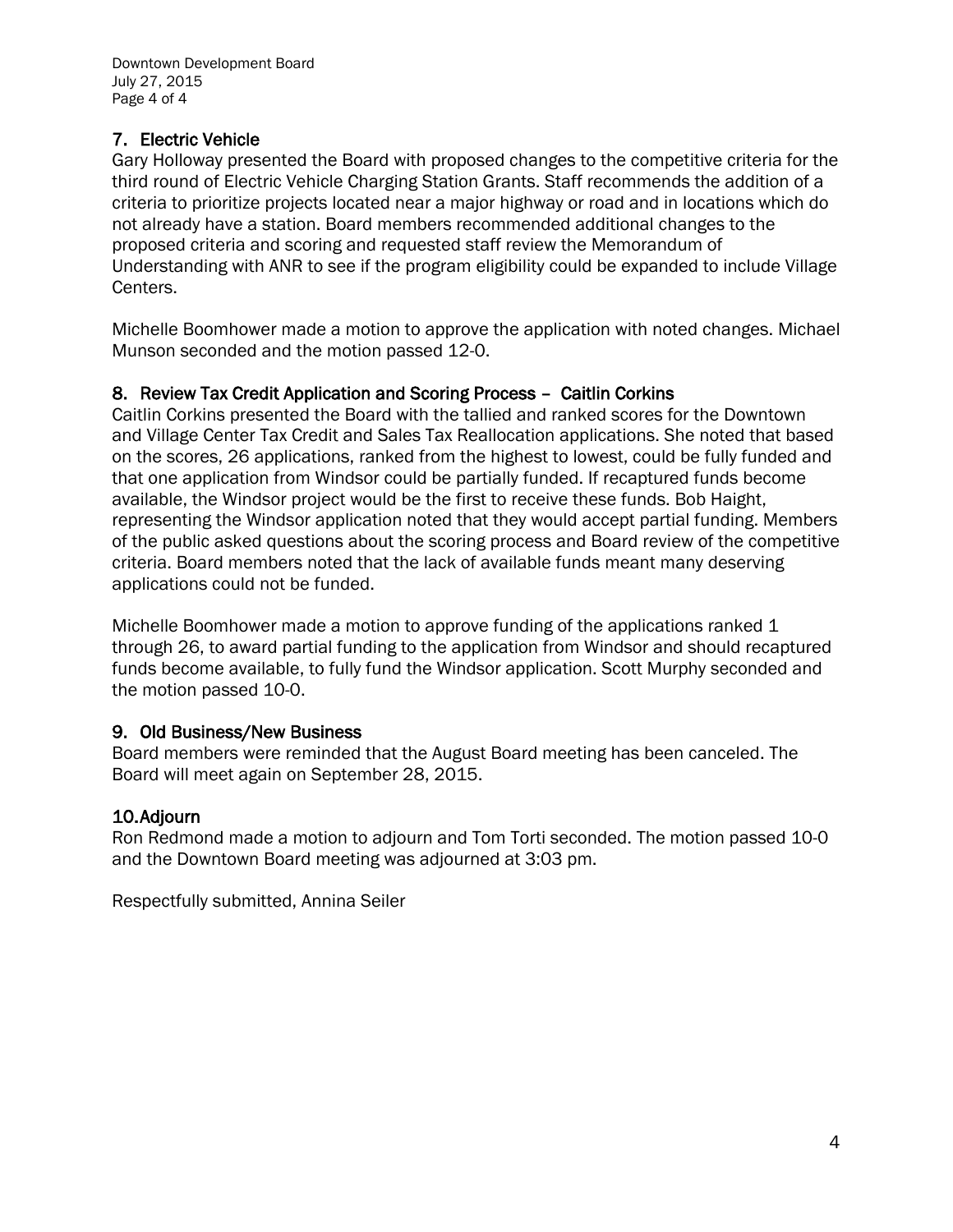## 7. Electric Vehicle

Gary Holloway presented the Board with proposed changes to the competitive criteria for the third round of Electric Vehicle Charging Station Grants. Staff recommends the addition of a criteria to prioritize projects located near a major highway or road and in locations which do not already have a station. Board members recommended additional changes to the proposed criteria and scoring and requested staff review the Memorandum of Understanding with ANR to see if the program eligibility could be expanded to include Village Centers.

Michelle Boomhower made a motion to approve the application with noted changes. Michael Munson seconded and the motion passed 12-0.

## 8. Review Tax Credit Application and Scoring Process – Caitlin Corkins

Caitlin Corkins presented the Board with the tallied and ranked scores for the Downtown and Village Center Tax Credit and Sales Tax Reallocation applications. She noted that based on the scores, 26 applications, ranked from the highest to lowest, could be fully funded and that one application from Windsor could be partially funded. If recaptured funds become available, the Windsor project would be the first to receive these funds. Bob Haight, representing the Windsor application noted that they would accept partial funding. Members of the public asked questions about the scoring process and Board review of the competitive criteria. Board members noted that the lack of available funds meant many deserving applications could not be funded.

Michelle Boomhower made a motion to approve funding of the applications ranked 1 through 26, to award partial funding to the application from Windsor and should recaptured funds become available, to fully fund the Windsor application. Scott Murphy seconded and the motion passed 10-0.

## 9. Old Business/New Business

Board members were reminded that the August Board meeting has been canceled. The Board will meet again on September 28, 2015.

## 10. Adjourn

Ron Redmond made a motion to adjourn and Tom Torti seconded. The motion passed 10-0 and the Downtown Board meeting was adjourned at 3:03 pm.

Respectfully submitted, Annina Seiler